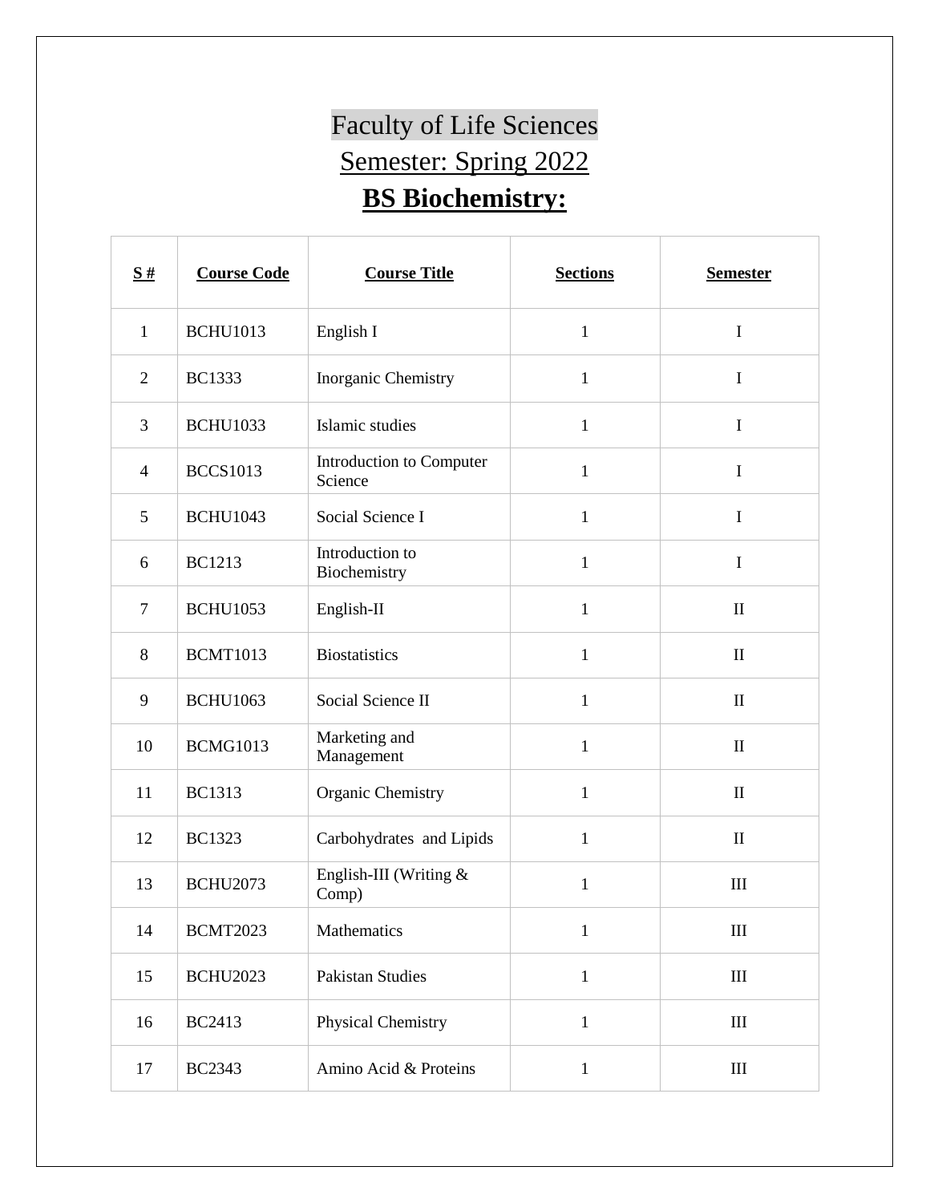# Faculty of Life Sciences

## Semester: Spring 2022

## **BS Biochemistry:**

| **S #** | **Course Code** | **Course Title** | **Sections** | **Semester** |
|---|---|---|---|---|
| 1 | BCHU1013 | English I | 1 | I |
| 2 | BC1333 | Inorganic Chemistry | 1 | I |
| 3 | BCHU1033 | Islamic studies | 1 | I |
| 4 | BCCS1013 | Introduction to Computer Science | 1 | I |
| 5 | BCHU1043 | Social Science I | 1 | I |
| 6 | BC1213 | Introduction to Biochemistry | 1 | I |
| 7 | BCHU1053 | English-II | 1 | II |
| 8 | BCMT1013 | Biostatistics | 1 | II |
| 9 | BCHU1063 | Social Science II | 1 | II |
| 10 | BCMG1013 | Marketing and Management | 1 | II |
| 11 | BC1313 | Organic Chemistry | 1 | II |
| 12 | BC1323 | Carbohydrates and Lipids | 1 | II |
| 13 | BCHU2073 | English-III (Writing & Comp) | 1 | III |
| 14 | BCMT2023 | Mathematics | 1 | III |
| 15 | BCHU2023 | Pakistan Studies | 1 | III |
| 16 | BC2413 | Physical Chemistry | 1 | III |
| 17 | BC2343 | Amino Acid & Proteins | 1 | III |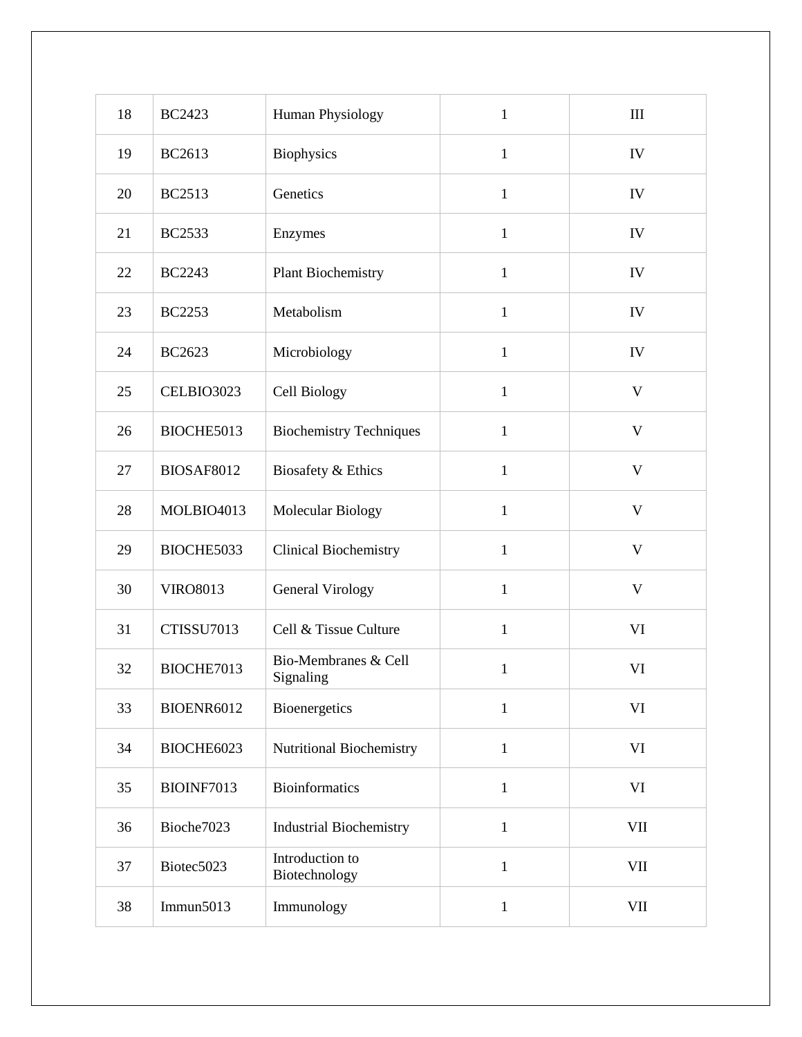| 18 | BC2423 | Human Physiology | 1 | III |
|---|---|---|---|---|
| 19 | BC2613 | Biophysics | 1 | IV |
| 20 | BC2513 | Genetics | 1 | IV |
| 21 | BC2533 | Enzymes | 1 | IV |
| 22 | BC2243 | Plant Biochemistry | 1 | IV |
| 23 | BC2253 | Metabolism | 1 | IV |
| 24 | BC2623 | Microbiology | 1 | IV |
| 25 | CELBIO3023 | Cell Biology | 1 | V |
| 26 | BIOCHE5013 | Biochemistry Techniques | 1 | V |
| 27 | BIOSAF8012 | Biosafety & Ethics | 1 | V |
| 28 | MOLBIO4013 | Molecular Biology | 1 | V |
| 29 | BIOCHE5033 | Clinical Biochemistry | 1 | V |
| 30 | VIRO8013 | General Virology | 1 | V |
| 31 | CTISSU7013 | Cell & Tissue Culture | 1 | VI |
| 32 | BIOCHE7013 | Bio-Membranes & Cell Signaling | 1 | VI |
| 33 | BIOENR6012 | Bioenergetics | 1 | VI |
| 34 | BIOCHE6023 | Nutritional Biochemistry | 1 | VI |
| 35 | BIOINF7013 | Bioinformatics | 1 | VI |
| 36 | Bioche7023 | Industrial Biochemistry | 1 | VII |
| 37 | Biotec5023 | Introduction to Biotechnology | 1 | VII |
| 38 | Immun5013 | Immunology | 1 | VII |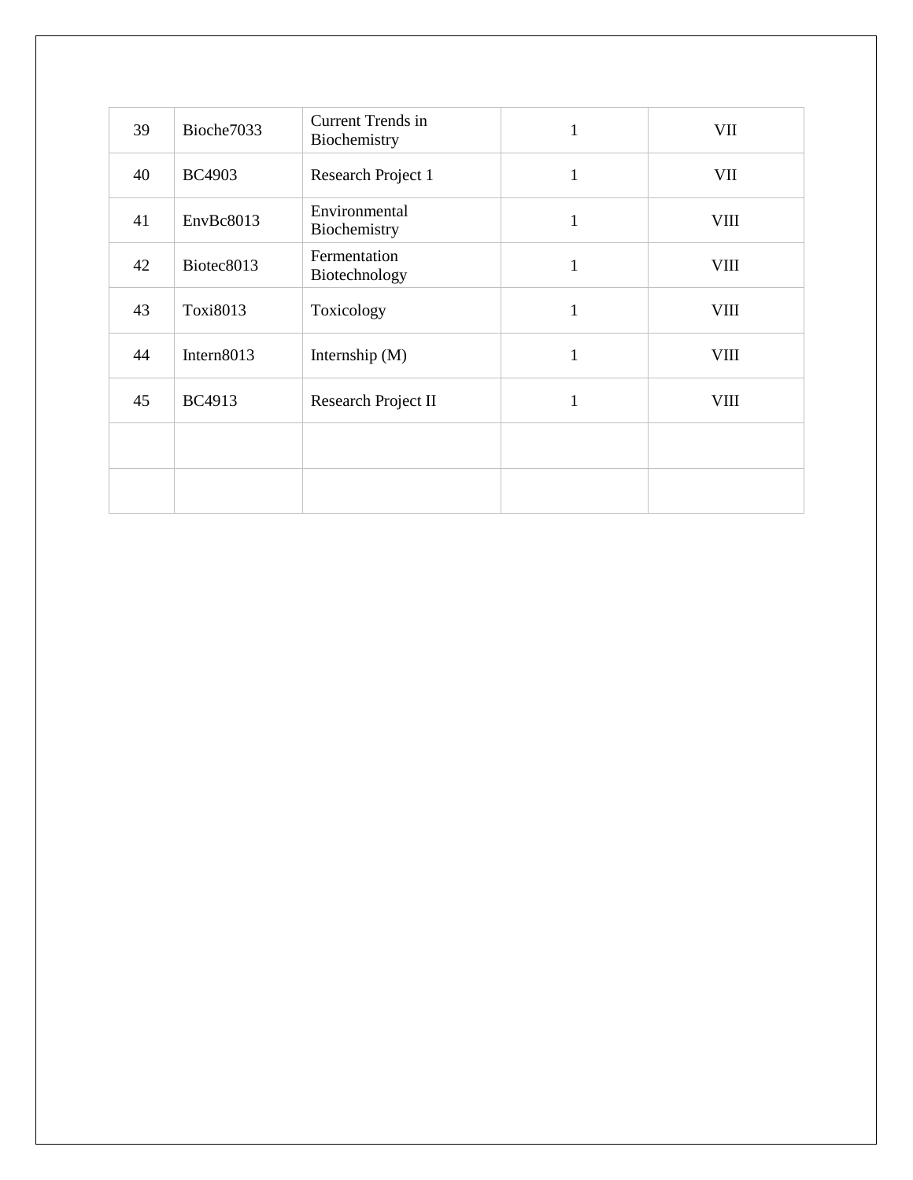| | | | | |
|---|---|---|---|---|
| 39 | Bioche7033 | Current Trends in Biochemistry | 1 | VII |
| 40 | BC4903 | Research Project 1 | 1 | VII |
| 41 | EnvBc8013 | Environmental Biochemistry | 1 | VIII |
| 42 | Biotec8013 | Fermentation Biotechnology | 1 | VIII |
| 43 | Toxi8013 | Toxicology | 1 | VIII |
| 44 | Intern8013 | Internship (M) | 1 | VIII |
| 45 | BC4913 | Research Project II | 1 | VIII |
| | | | | |
| | | | | |